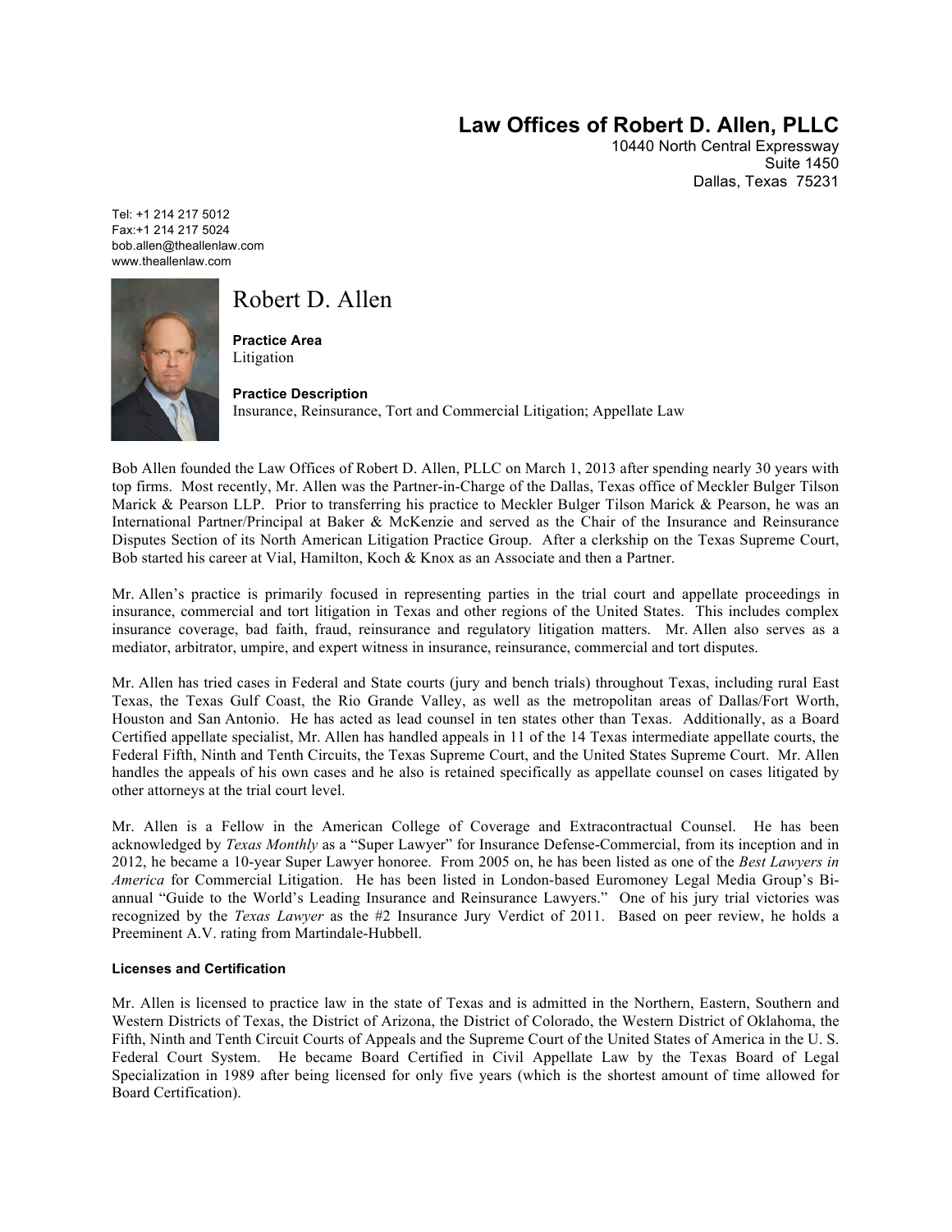**Law Offices of Robert D. Allen, PLLC**
10440 North Central Expressway
Suite 1450
Dallas, Texas 75231

Tel: +1 214 217 5012
Fax:+1 214 217 5024
bob.allen@theallenlaw.com
www.theallenlaw.com

# Robert D. Allen

**Practice Area**
Litigation

**Practice Description**
Insurance, Reinsurance, Tort and Commercial Litigation; Appellate Law

Bob Allen founded the Law Offices of Robert D. Allen, PLLC on March 1, 2013 after spending nearly 30 years with top firms. Most recently, Mr. Allen was the Partner-in-Charge of the Dallas, Texas office of Meckler Bulger Tilson Marick & Pearson LLP. Prior to transferring his practice to Meckler Bulger Tilson Marick & Pearson, he was an International Partner/Principal at Baker & McKenzie and served as the Chair of the Insurance and Reinsurance Disputes Section of its North American Litigation Practice Group. After a clerkship on the Texas Supreme Court, Bob started his career at Vial, Hamilton, Koch & Knox as an Associate and then a Partner.

Mr. Allen's practice is primarily focused in representing parties in the trial court and appellate proceedings in insurance, commercial and tort litigation in Texas and other regions of the United States. This includes complex insurance coverage, bad faith, fraud, reinsurance and regulatory litigation matters. Mr. Allen also serves as a mediator, arbitrator, umpire, and expert witness in insurance, reinsurance, commercial and tort disputes.

Mr. Allen has tried cases in Federal and State courts (jury and bench trials) throughout Texas, including rural East Texas, the Texas Gulf Coast, the Rio Grande Valley, as well as the metropolitan areas of Dallas/Fort Worth, Houston and San Antonio. He has acted as lead counsel in ten states other than Texas. Additionally, as a Board Certified appellate specialist, Mr. Allen has handled appeals in 11 of the 14 Texas intermediate appellate courts, the Federal Fifth, Ninth and Tenth Circuits, the Texas Supreme Court, and the United States Supreme Court. Mr. Allen handles the appeals of his own cases and he also is retained specifically as appellate counsel on cases litigated by other attorneys at the trial court level.

Mr. Allen is a Fellow in the American College of Coverage and Extracontractual Counsel. He has been acknowledged by *Texas Monthly* as a "Super Lawyer" for Insurance Defense-Commercial, from its inception and in 2012, he became a 10-year Super Lawyer honoree. From 2005 on, he has been listed as one of the *Best Lawyers in America* for Commercial Litigation. He has been listed in London-based Euromoney Legal Media Group's Bi-annual "Guide to the World's Leading Insurance and Reinsurance Lawyers." One of his jury trial victories was recognized by the *Texas Lawyer* as the #2 Insurance Jury Verdict of 2011. Based on peer review, he holds a Preeminent A.V. rating from Martindale-Hubbell.

#### Licenses and Certification

Mr. Allen is licensed to practice law in the state of Texas and is admitted in the Northern, Eastern, Southern and Western Districts of Texas, the District of Arizona, the District of Colorado, the Western District of Oklahoma, the Fifth, Ninth and Tenth Circuit Courts of Appeals and the Supreme Court of the United States of America in the U. S. Federal Court System. He became Board Certified in Civil Appellate Law by the Texas Board of Legal Specialization in 1989 after being licensed for only five years (which is the shortest amount of time allowed for Board Certification).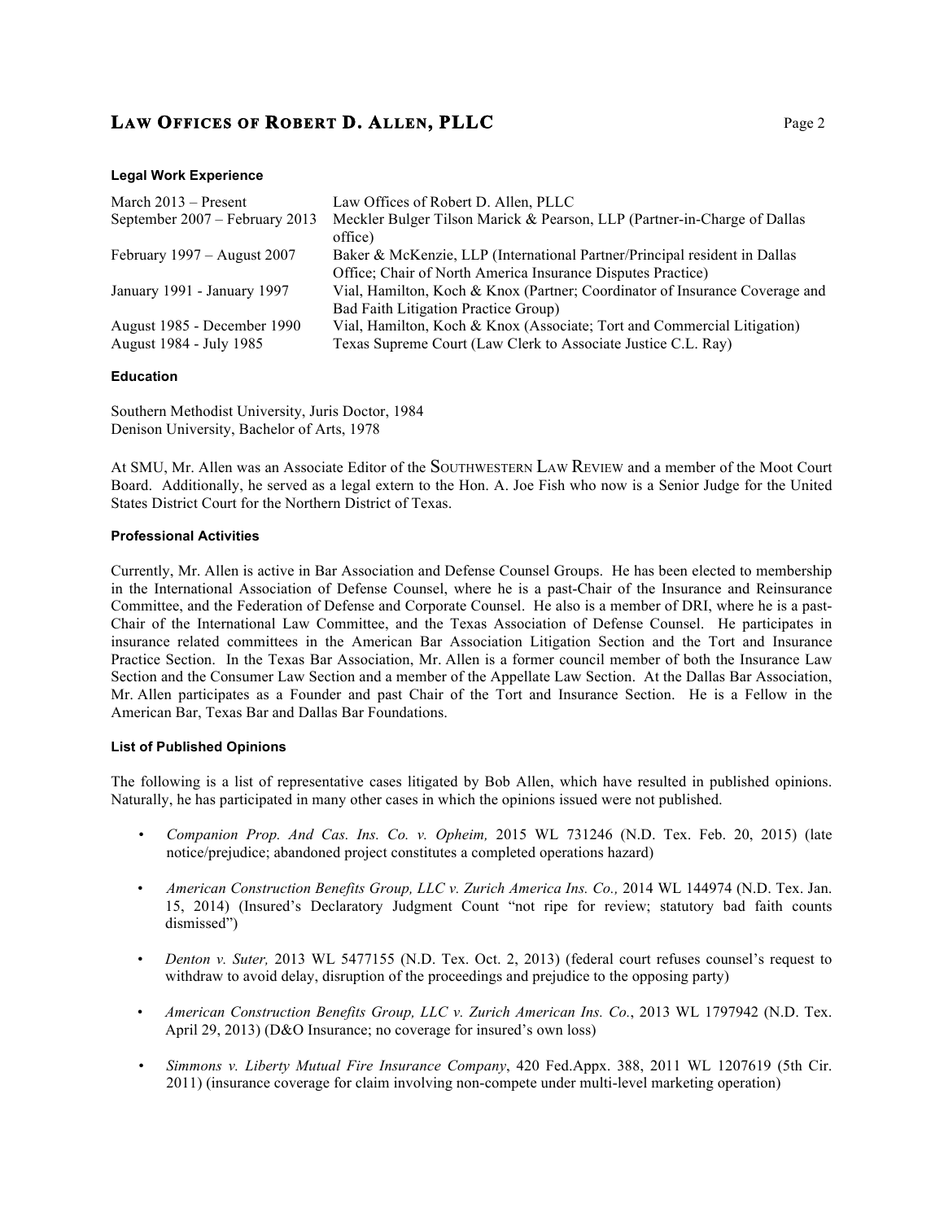#### Legal Work Experience

| | |
|---|---|
| March 2013 – Present | Law Offices of Robert D. Allen, PLLC |
| September 2007 – February 2013 | Meckler Bulger Tilson Marick & Pearson, LLP (Partner-in-Charge of Dallas office) |
| February 1997 – August 2007 | Baker & McKenzie, LLP (International Partner/Principal resident in Dallas Office; Chair of North America Insurance Disputes Practice) |
| January 1991 - January 1997 | Vial, Hamilton, Koch & Knox (Partner; Coordinator of Insurance Coverage and Bad Faith Litigation Practice Group) |
| August 1985 - December 1990 | Vial, Hamilton, Koch & Knox (Associate; Tort and Commercial Litigation) |
| August 1984 - July 1985 | Texas Supreme Court (Law Clerk to Associate Justice C.L. Ray) |

#### Education

Southern Methodist University, Juris Doctor, 1984
Denison University, Bachelor of Arts, 1978

At SMU, Mr. Allen was an Associate Editor of the SOUTHWESTERN LAW REVIEW and a member of the Moot Court Board. Additionally, he served as a legal extern to the Hon. A. Joe Fish who now is a Senior Judge for the United States District Court for the Northern District of Texas.

#### Professional Activities

Currently, Mr. Allen is active in Bar Association and Defense Counsel Groups. He has been elected to membership in the International Association of Defense Counsel, where he is a past-Chair of the Insurance and Reinsurance Committee, and the Federation of Defense and Corporate Counsel. He also is a member of DRI, where he is a past-Chair of the International Law Committee, and the Texas Association of Defense Counsel. He participates in insurance related committees in the American Bar Association Litigation Section and the Tort and Insurance Practice Section. In the Texas Bar Association, Mr. Allen is a former council member of both the Insurance Law Section and the Consumer Law Section and a member of the Appellate Law Section. At the Dallas Bar Association, Mr. Allen participates as a Founder and past Chair of the Tort and Insurance Section. He is a Fellow in the American Bar, Texas Bar and Dallas Bar Foundations.

#### List of Published Opinions

The following is a list of representative cases litigated by Bob Allen, which have resulted in published opinions. Naturally, he has participated in many other cases in which the opinions issued were not published.

- *Companion Prop. And Cas. Ins. Co. v. Opheim,* 2015 WL 731246 (N.D. Tex. Feb. 20, 2015) (late notice/prejudice; abandoned project constitutes a completed operations hazard)
- *American Construction Benefits Group, LLC v. Zurich America Ins. Co.,* 2014 WL 144974 (N.D. Tex. Jan. 15, 2014) (Insured's Declaratory Judgment Count "not ripe for review; statutory bad faith counts dismissed")
- *Denton v. Suter,* 2013 WL 5477155 (N.D. Tex. Oct. 2, 2013) (federal court refuses counsel's request to withdraw to avoid delay, disruption of the proceedings and prejudice to the opposing party)
- *American Construction Benefits Group, LLC v. Zurich American Ins. Co.*, 2013 WL 1797942 (N.D. Tex. April 29, 2013) (D&O Insurance; no coverage for insured's own loss)
- *Simmons v. Liberty Mutual Fire Insurance Company*, 420 Fed.Appx. 388, 2011 WL 1207619 (5th Cir. 2011) (insurance coverage for claim involving non-compete under multi-level marketing operation)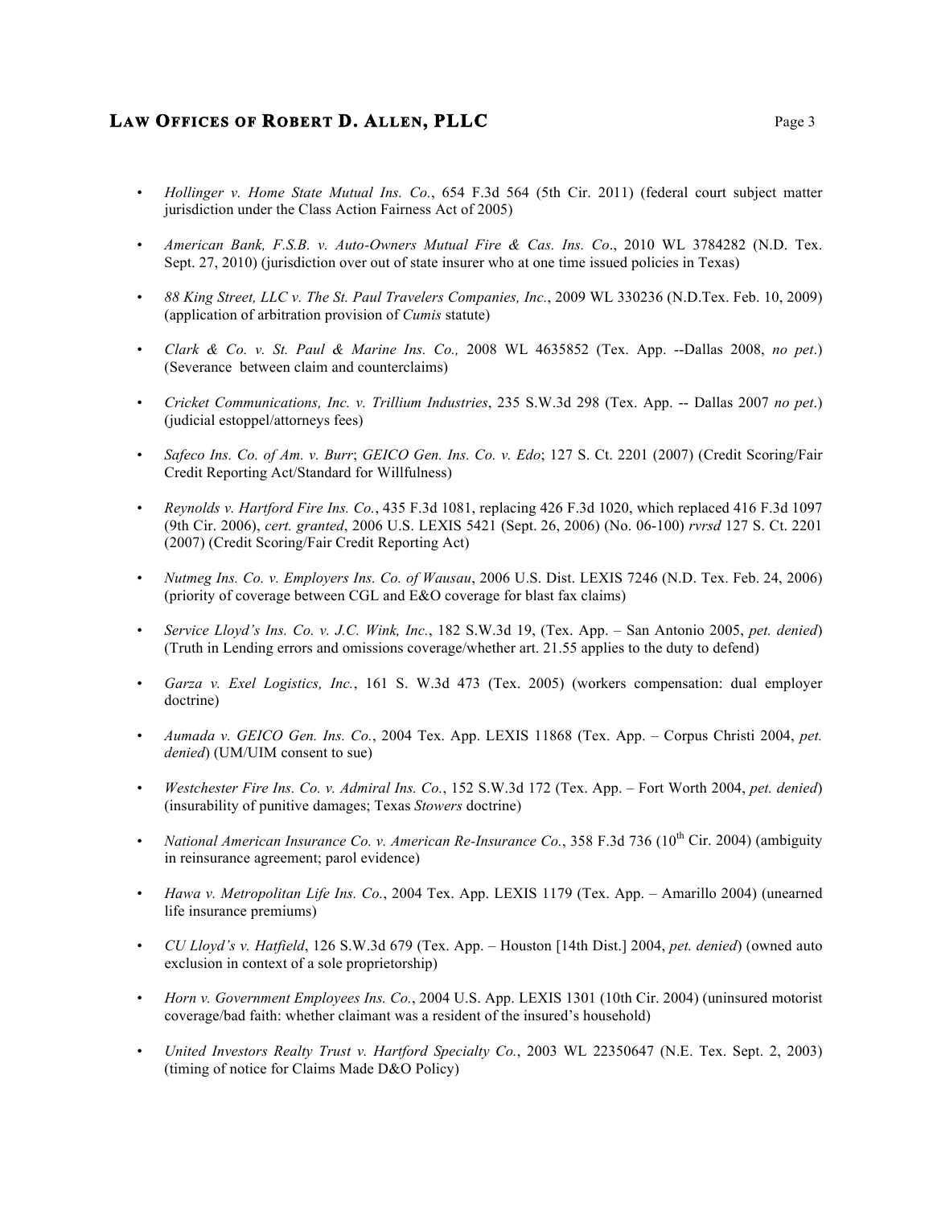- *Hollinger v. Home State Mutual Ins. Co.*, 654 F.3d 564 (5th Cir. 2011) (federal court subject matter jurisdiction under the Class Action Fairness Act of 2005)

- *American Bank, F.S.B. v. Auto-Owners Mutual Fire & Cas. Ins. Co*., 2010 WL 3784282 (N.D. Tex. Sept. 27, 2010) (jurisdiction over out of state insurer who at one time issued policies in Texas)

- *88 King Street, LLC v. The St. Paul Travelers Companies, Inc.*, 2009 WL 330236 (N.D.Tex. Feb. 10, 2009) (application of arbitration provision of *Cumis* statute)

- *Clark & Co. v. St. Paul & Marine Ins. Co.,* 2008 WL 4635852 (Tex. App. --Dallas 2008, *no pet*.) (Severance between claim and counterclaims)

- *Cricket Communications, Inc. v. Trillium Industries*, 235 S.W.3d 298 (Tex. App. -- Dallas 2007 *no pet*.) (judicial estoppel/attorneys fees)

- *Safeco Ins. Co. of Am. v. Burr*; *GEICO Gen. Ins. Co. v. Edo*; 127 S. Ct. 2201 (2007) (Credit Scoring/Fair Credit Reporting Act/Standard for Willfulness)

- *Reynolds v. Hartford Fire Ins. Co.*, 435 F.3d 1081, replacing 426 F.3d 1020, which replaced 416 F.3d 1097 (9th Cir. 2006), *cert. granted*, 2006 U.S. LEXIS 5421 (Sept. 26, 2006) (No. 06-100) *rvrsd* 127 S. Ct. 2201 (2007) (Credit Scoring/Fair Credit Reporting Act)

- *Nutmeg Ins. Co. v. Employers Ins. Co. of Wausau*, 2006 U.S. Dist. LEXIS 7246 (N.D. Tex. Feb. 24, 2006) (priority of coverage between CGL and E&O coverage for blast fax claims)

- *Service Lloyd's Ins. Co. v. J.C. Wink, Inc.*, 182 S.W.3d 19, (Tex. App. – San Antonio 2005, *pet. denied*) (Truth in Lending errors and omissions coverage/whether art. 21.55 applies to the duty to defend)

- *Garza v. Exel Logistics, Inc.*, 161 S. W.3d 473 (Tex. 2005) (workers compensation: dual employer doctrine)

- *Aumada v. GEICO Gen. Ins. Co.*, 2004 Tex. App. LEXIS 11868 (Tex. App. – Corpus Christi 2004, *pet. denied*) (UM/UIM consent to sue)

- *Westchester Fire Ins. Co. v. Admiral Ins. Co.*, 152 S.W.3d 172 (Tex. App. – Fort Worth 2004, *pet. denied*) (insurability of punitive damages; Texas *Stowers* doctrine)

- *National American Insurance Co. v. American Re-Insurance Co.*, 358 F.3d 736 (10th Cir. 2004) (ambiguity in reinsurance agreement; parol evidence)

- *Hawa v. Metropolitan Life Ins. Co.*, 2004 Tex. App. LEXIS 1179 (Tex. App. – Amarillo 2004) (unearned life insurance premiums)

- *CU Lloyd's v. Hatfield*, 126 S.W.3d 679 (Tex. App. – Houston [14th Dist.] 2004, *pet. denied*) (owned auto exclusion in context of a sole proprietorship)

- *Horn v. Government Employees Ins. Co.*, 2004 U.S. App. LEXIS 1301 (10th Cir. 2004) (uninsured motorist coverage/bad faith: whether claimant was a resident of the insured's household)

- *United Investors Realty Trust v. Hartford Specialty Co.*, 2003 WL 22350647 (N.E. Tex. Sept. 2, 2003) (timing of notice for Claims Made D&O Policy)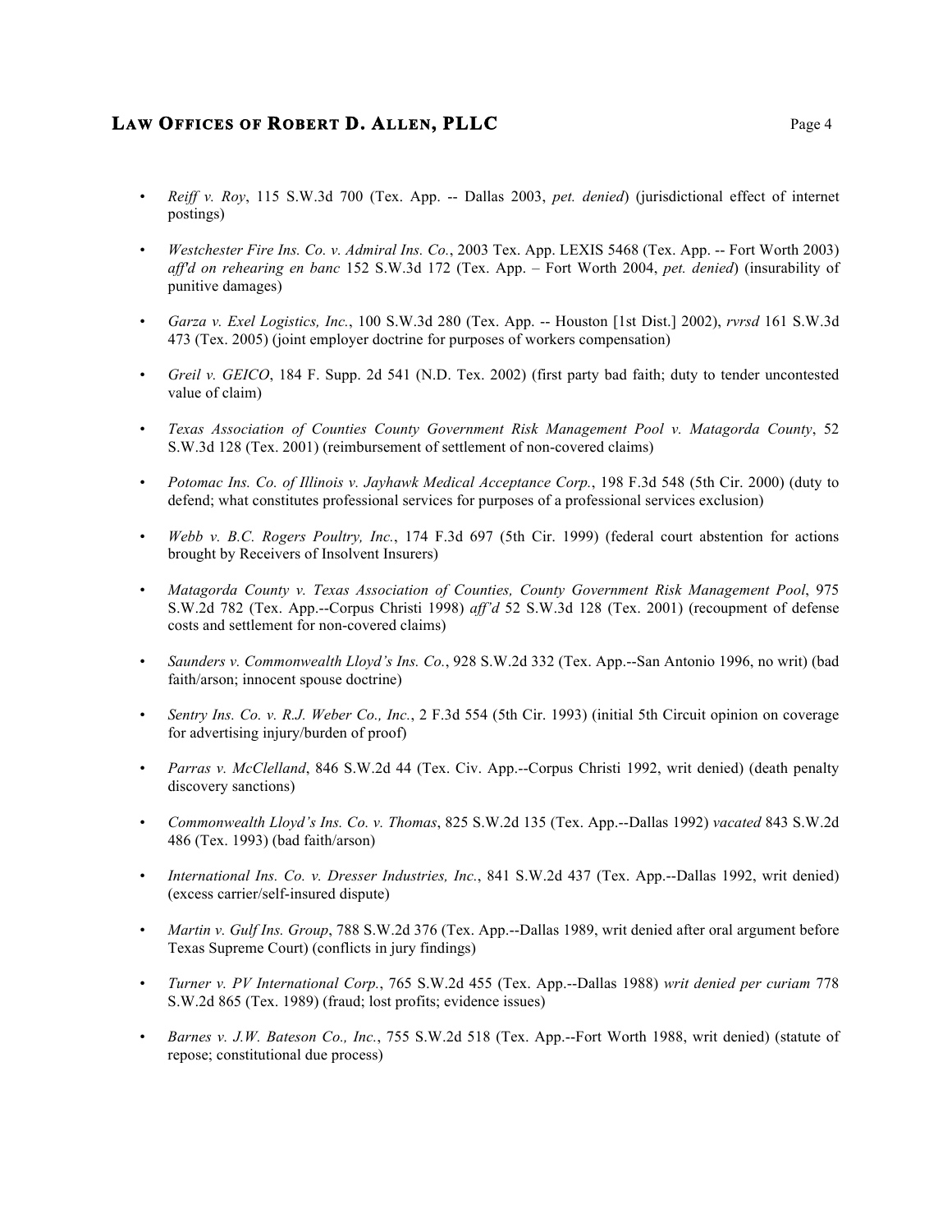- *Reiff v. Roy*, 115 S.W.3d 700 (Tex. App. -- Dallas 2003, *pet. denied*) (jurisdictional effect of internet postings)

- *Westchester Fire Ins. Co. v. Admiral Ins. Co.*, 2003 Tex. App. LEXIS 5468 (Tex. App. -- Fort Worth 2003) *aff'd on rehearing en banc* 152 S.W.3d 172 (Tex. App. – Fort Worth 2004, *pet. denied*) (insurability of punitive damages)

- *Garza v. Exel Logistics, Inc.*, 100 S.W.3d 280 (Tex. App. -- Houston [1st Dist.] 2002), *rvrsd* 161 S.W.3d 473 (Tex. 2005) (joint employer doctrine for purposes of workers compensation)

- *Greil v. GEICO*, 184 F. Supp. 2d 541 (N.D. Tex. 2002) (first party bad faith; duty to tender uncontested value of claim)

- *Texas Association of Counties County Government Risk Management Pool v. Matagorda County*, 52 S.W.3d 128 (Tex. 2001) (reimbursement of settlement of non-covered claims)

- *Potomac Ins. Co. of Illinois v. Jayhawk Medical Acceptance Corp.*, 198 F.3d 548 (5th Cir. 2000) (duty to defend; what constitutes professional services for purposes of a professional services exclusion)

- *Webb v. B.C. Rogers Poultry, Inc.*, 174 F.3d 697 (5th Cir. 1999) (federal court abstention for actions brought by Receivers of Insolvent Insurers)

- *Matagorda County v. Texas Association of Counties, County Government Risk Management Pool*, 975 S.W.2d 782 (Tex. App.--Corpus Christi 1998) *aff'd* 52 S.W.3d 128 (Tex. 2001) (recoupment of defense costs and settlement for non-covered claims)

- *Saunders v. Commonwealth Lloyd's Ins. Co.*, 928 S.W.2d 332 (Tex. App.--San Antonio 1996, no writ) (bad faith/arson; innocent spouse doctrine)

- *Sentry Ins. Co. v. R.J. Weber Co., Inc.*, 2 F.3d 554 (5th Cir. 1993) (initial 5th Circuit opinion on coverage for advertising injury/burden of proof)

- *Parras v. McClelland*, 846 S.W.2d 44 (Tex. Civ. App.--Corpus Christi 1992, writ denied) (death penalty discovery sanctions)

- *Commonwealth Lloyd's Ins. Co. v. Thomas*, 825 S.W.2d 135 (Tex. App.--Dallas 1992) *vacated* 843 S.W.2d 486 (Tex. 1993) (bad faith/arson)

- *International Ins. Co. v. Dresser Industries, Inc.*, 841 S.W.2d 437 (Tex. App.--Dallas 1992, writ denied) (excess carrier/self-insured dispute)

- *Martin v. Gulf Ins. Group*, 788 S.W.2d 376 (Tex. App.--Dallas 1989, writ denied after oral argument before Texas Supreme Court) (conflicts in jury findings)

- *Turner v. PV International Corp.*, 765 S.W.2d 455 (Tex. App.--Dallas 1988) *writ denied per curiam* 778 S.W.2d 865 (Tex. 1989) (fraud; lost profits; evidence issues)

- *Barnes v. J.W. Bateson Co., Inc.*, 755 S.W.2d 518 (Tex. App.--Fort Worth 1988, writ denied) (statute of repose; constitutional due process)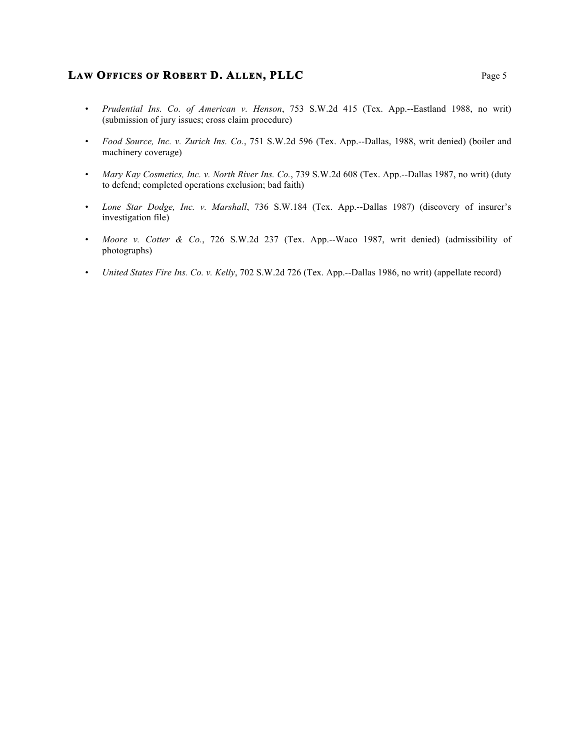- *Prudential Ins. Co. of American v. Henson*, 753 S.W.2d 415 (Tex. App.--Eastland 1988, no writ) (submission of jury issues; cross claim procedure)

- *Food Source, Inc. v. Zurich Ins. Co.*, 751 S.W.2d 596 (Tex. App.--Dallas, 1988, writ denied) (boiler and machinery coverage)

- *Mary Kay Cosmetics, Inc. v. North River Ins. Co.*, 739 S.W.2d 608 (Tex. App.--Dallas 1987, no writ) (duty to defend; completed operations exclusion; bad faith)

- *Lone Star Dodge, Inc. v. Marshall*, 736 S.W.184 (Tex. App.--Dallas 1987) (discovery of insurer's investigation file)

- *Moore v. Cotter & Co.*, 726 S.W.2d 237 (Tex. App.--Waco 1987, writ denied) (admissibility of photographs)

- *United States Fire Ins. Co. v. Kelly*, 702 S.W.2d 726 (Tex. App.--Dallas 1986, no writ) (appellate record)